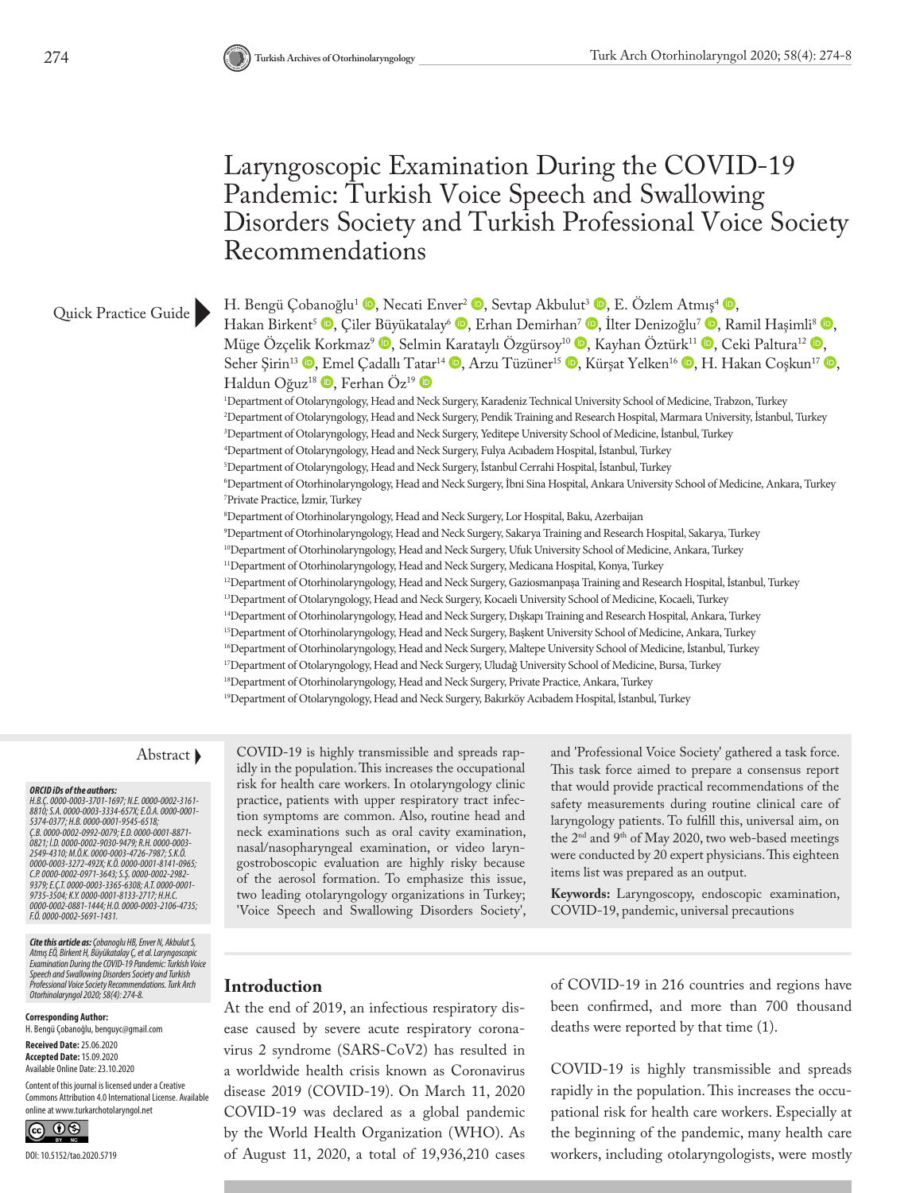Quick Practice Guide

# Laryngoscopic Examination During the COVID-19 Pandemic: Turkish Voice Speech and Swallowing Disorders Society and Turkish Professional Voice Society Recommendations

H. Bengü Çobanoğlu[1], Necati Enver[2], Sevtap Akbulut[3], E. Özlem Atmış[4], Hakan Birkent[5], Çiler Büyükatalay[6], Erhan Demirhan[7], İlter Denizoğlu[7], Ramil Haşimli[8], Müge Özçelik Korkmaz[9], Selmin Karataylı Özgürsoy[10], Kayhan Öztürk[11], Ceki Paltura[12], Seher Şirin[13], Emel Çadallı Tatar[14], Arzu Tüzüner[15], Kürşat Yelken[16], H. Hakan Coşkun[17], Haldun Oğuz[18], Ferhan Öz[19]

[1]Department of Otolaryngology, Head and Neck Surgery, Karadeniz Technical University School of Medicine, Trabzon, Turkey
[2]Department of Otolaryngology, Head and Neck Surgery, Pendik Training and Research Hospital, Marmara University, İstanbul, Turkey
[3]Department of Otolaryngology, Head and Neck Surgery, Yeditepe University School of Medicine, İstanbul, Turkey
[4]Department of Otolaryngology, Head and Neck Surgery, Fulya Acıbadem Hospital, İstanbul, Turkey
[5]Department of Otolaryngology, Head and Neck Surgery, İstanbul Cerrahi Hospital, İstanbul, Turkey
[6]Department of Otorhinolaryngology, Head and Neck Surgery, İbni Sina Hospital, Ankara University School of Medicine, Ankara, Turkey
[7]Private Practice, İzmir, Turkey
[8]Department of Otorhinolaryngology, Head and Neck Surgery, Lor Hospital, Baku, Azerbaijan
[9]Department of Otorhinolaryngology, Head and Neck Surgery, Sakarya Training and Research Hospital, Sakarya, Turkey
[10]Department of Otorhinolaryngology, Head and Neck Surgery, Ufuk University School of Medicine, Ankara, Turkey
[11]Department of Otorhinolaryngology, Head and Neck Surgery, Medicana Hospital, Konya, Turkey
[12]Department of Otorhinolaryngology, Head and Neck Surgery, Gaziosmanpaşa Training and Research Hospital, İstanbul, Turkey
[13]Department of Otolaryngology, Head and Neck Surgery, Kocaeli University School of Medicine, Kocaeli, Turkey
[14]Department of Otorhinolaryngology, Head and Neck Surgery, Dışkapı Training and Research Hospital, Ankara, Turkey
[15]Department of Otorhinolaryngology, Head and Neck Surgery, Başkent University School of Medicine, Ankara, Turkey
[16]Department of Otorhinolaryngology, Head and Neck Surgery, Maltepe University School of Medicine, İstanbul, Turkey
[17]Department of Otolaryngology, Head and Neck Surgery, Uludağ University School of Medicine, Bursa, Turkey
[18]Department of Otorhinolaryngology, Head and Neck Surgery, Private Practice, Ankara, Turkey
[19]Department of Otolaryngology, Head and Neck Surgery, Bakırköy Acıbadem Hospital, İstanbul, Turkey

## Abstract

COVID-19 is highly transmissible and spreads rapidly in the population. This increases the occupational risk for health care workers. In otolaryngology clinic practice, patients with upper respiratory tract infection symptoms are common. Also, routine head and neck examinations such as oral cavity examination, nasal/nasopharyngeal examination, or video laryngostroboscopic evaluation are highly risky because of the aerosol formation. To emphasize this issue, two leading otolaryngology organizations in Turkey; 'Voice Speech and Swallowing Disorders Society', and 'Professional Voice Society' gathered a task force. This task force aimed to prepare a consensus report that would provide practical recommendations of the safety measurements during routine clinical care of laryngology patients. To fulfill this, universal aim, on the 2nd and 9th of May 2020, two web-based meetings were conducted by 20 expert physicians. This eighteen items list was prepared as an output.

**Keywords:** Laryngoscopy, endoscopic examination, COVID-19, pandemic, universal precautions

***ORCID iDs of the authors:*** *H.B.Ç. 0000-0003-3701-1697; N.E. 0000-0002-3161-8810; S.A. 0000-0003-3334-657X; E.Ö.A. 0000-0001-5374-0377; H.B. 0000-0001-9545-6518; Ç.B. 0000-0002-0992-0079; E.D. 0000-0001-8871-0821; İ.D. 0000-0002-9030-9479; R.H. 0000-0003-2549-4310; M.Ö.K. 0000-0003-4726-7987; S.K.Ö. 0000-0003-3272-492X; K.Ö. 0000-0001-8141-0965; C.P. 0000-0002-0971-3643; S.Ş. 0000-0002-2982-9379; E.Ç.T. 0000-0003-3365-6308; A.T. 0000-0001-9735-3504; K.Y. 0000-0001-8133-2717; H.H.C. 0000-0002-0881-1444; H.O. 0000-0003-2106-4735; F.Ö. 0000-0002-5691-1431.*

***Cite this article as:*** *Çobanoglu HB, Enver N, Akbulut S, Atmış EÖ, Birkent H, Büyükatalay Ç, et al. Laryngoscopic Examination During the COVID-19 Pandemic: Turkish Voice Speech and Swallowing Disorders Society and Turkish Professional Voice Society Recommendations. Turk Arch Otorhinolaryngol 2020; 58(4): 274-8.*

**Corresponding Author:**
H. Bengü Çobanoğlu, benguyc@gmail.com

**Received Date:** 25.06.2020
**Accepted Date:** 15.09.2020
Available Online Date: 23.10.2020

Content of this journal is licensed under a Creative Commons Attribution 4.0 International License. Available online at www.turkarchotolaryngol.net

DOI: 10.5152/tao.2020.5719

## Introduction

At the end of 2019, an infectious respiratory disease caused by severe acute respiratory coronavirus 2 syndrome (SARS-CoV2) has resulted in a worldwide health crisis known as Coronavirus disease 2019 (COVID-19). On March 11, 2020 COVID-19 was declared as a global pandemic by the World Health Organization (WHO). As of August 11, 2020, a total of 19,936,210 cases of COVID-19 in 216 countries and regions have been confirmed, and more than 700 thousand deaths were reported by that time (1).

COVID-19 is highly transmissible and spreads rapidly in the population. This increases the occupational risk for health care workers. Especially at the beginning of the pandemic, many health care workers, including otolaryngologists, were mostly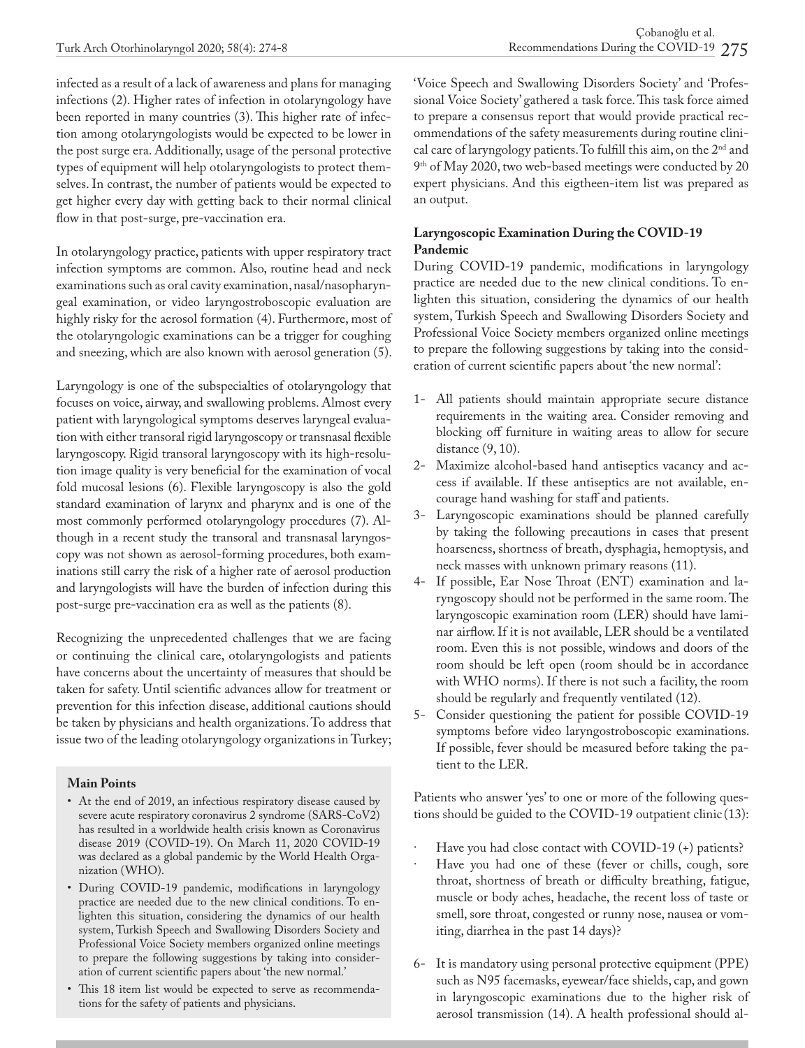infected as a result of a lack of awareness and plans for managing infections (2). Higher rates of infection in otolaryngology have been reported in many countries (3). This higher rate of infection among otolaryngologists would be expected to be lower in the post surge era. Additionally, usage of the personal protective types of equipment will help otolaryngologists to protect themselves. In contrast, the number of patients would be expected to get higher every day with getting back to their normal clinical flow in that post-surge, pre-vaccination era.

In otolaryngology practice, patients with upper respiratory tract infection symptoms are common. Also, routine head and neck examinations such as oral cavity examination, nasal/nasopharyngeal examination, or video laryngostroboscopic evaluation are highly risky for the aerosol formation (4). Furthermore, most of the otolaryngologic examinations can be a trigger for coughing and sneezing, which are also known with aerosol generation (5).

Laryngology is one of the subspecialties of otolaryngology that focuses on voice, airway, and swallowing problems. Almost every patient with laryngological symptoms deserves laryngeal evaluation with either transoral rigid laryngoscopy or transnasal flexible laryngoscopy. Rigid transoral laryngoscopy with its high-resolution image quality is very beneficial for the examination of vocal fold mucosal lesions (6). Flexible laryngoscopy is also the gold standard examination of larynx and pharynx and is one of the most commonly performed otolaryngology procedures (7). Although in a recent study the transoral and transnasal laryngoscopy was not shown as aerosol-forming procedures, both examinations still carry the risk of a higher rate of aerosol production and laryngologists will have the burden of infection during this post-surge pre-vaccination era as well as the patients (8).

Recognizing the unprecedented challenges that we are facing or continuing the clinical care, otolaryngologists and patients have concerns about the uncertainty of measures that should be taken for safety. Until scientific advances allow for treatment or prevention for this infection disease, additional cautions should be taken by physicians and health organizations. To address that issue two of the leading otolaryngology organizations in Turkey; 'Voice Speech and Swallowing Disorders Society' and 'Professional Voice Society' gathered a task force. This task force aimed to prepare a consensus report that would provide practical recommendations of the safety measurements during routine clinical care of laryngology patients. To fulfill this aim, on the 2nd and 9th of May 2020, two web-based meetings were conducted by 20 expert physicians. And this eigtheen-item list was prepared as an output.

**Main Points**

- At the end of 2019, an infectious respiratory disease caused by severe acute respiratory coronavirus 2 syndrome (SARS-CoV2) has resulted in a worldwide health crisis known as Coronavirus disease 2019 (COVID-19). On March 11, 2020 COVID-19 was declared as a global pandemic by the World Health Organization (WHO).
- During COVID-19 pandemic, modifications in laryngology practice are needed due to the new clinical conditions. To enlighten this situation, considering the dynamics of our health system, Turkish Speech and Swallowing Disorders Society and Professional Voice Society members organized online meetings to prepare the following suggestions by taking into consideration of current scientific papers about 'the new normal.'
- This 18 item list would be expected to serve as recommendations for the safety of patients and physicians.

**Laryngoscopic Examination During the COVID-19 Pandemic**

During COVID-19 pandemic, modifications in laryngology practice are needed due to the new clinical conditions. To enlighten this situation, considering the dynamics of our health system, Turkish Speech and Swallowing Disorders Society and Professional Voice Society members organized online meetings to prepare the following suggestions by taking into the consideration of current scientific papers about 'the new normal':

1- All patients should maintain appropriate secure distance requirements in the waiting area. Consider removing and blocking off furniture in waiting areas to allow for secure distance (9, 10).

2- Maximize alcohol-based hand antiseptics vacancy and access if available. If these antiseptics are not available, encourage hand washing for staff and patients.

3- Laryngoscopic examinations should be planned carefully by taking the following precautions in cases that present hoarseness, shortness of breath, dysphagia, hemoptysis, and neck masses with unknown primary reasons (11).

4- If possible, Ear Nose Throat (ENT) examination and laryngoscopy should not be performed in the same room. The laryngoscopic examination room (LER) should have laminar airflow. If it is not available, LER should be a ventilated room. Even this is not possible, windows and doors of the room should be left open (room should be in accordance with WHO norms). If there is not such a facility, the room should be regularly and frequently ventilated (12).

5- Consider questioning the patient for possible COVID-19 symptoms before video laryngostroboscopic examinations. If possible, fever should be measured before taking the patient to the LER.

Patients who answer 'yes' to one or more of the following questions should be guided to the COVID-19 outpatient clinic (13):

- Have you had close contact with COVID-19 (+) patients?
- Have you had one of these (fever or chills, cough, sore throat, shortness of breath or difficulty breathing, fatigue, muscle or body aches, headache, the recent loss of taste or smell, sore throat, congested or runny nose, nausea or vomiting, diarrhea in the past 14 days)?

6- It is mandatory using personal protective equipment (PPE) such as N95 facemasks, eyewear/face shields, cap, and gown in laryngoscopic examinations due to the higher risk of aerosol transmission (14). A health professional should al-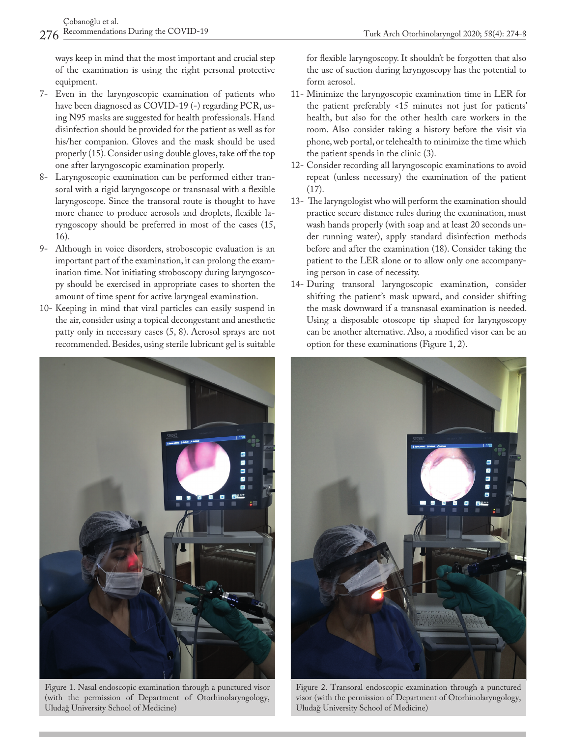ways keep in mind that the most important and crucial step of the examination is using the right personal protective equipment.

7- Even in the laryngoscopic examination of patients who have been diagnosed as COVID-19 (-) regarding PCR, using N95 masks are suggested for health professionals. Hand disinfection should be provided for the patient as well as for his/her companion. Gloves and the mask should be used properly (15). Consider using double gloves, take off the top one after laryngoscopic examination properly.

8- Laryngoscopic examination can be performed either transoral with a rigid laryngoscope or transnasal with a flexible laryngoscope. Since the transoral route is thought to have more chance to produce aerosols and droplets, flexible laryngoscopy should be preferred in most of the cases (15, 16).

9- Although in voice disorders, stroboscopic evaluation is an important part of the examination, it can prolong the examination time. Not initiating stroboscopy during laryngoscopy should be exercised in appropriate cases to shorten the amount of time spent for active laryngeal examination.

10- Keeping in mind that viral particles can easily suspend in the air, consider using a topical decongestant and anesthetic patty only in necessary cases (5, 8). Aerosol sprays are not recommended. Besides, using sterile lubricant gel is suitable for flexible laryngoscopy. It shouldn't be forgotten that also the use of suction during laryngoscopy has the potential to form aerosol.

11- Minimize the laryngoscopic examination time in LER for the patient preferably <15 minutes not just for patients' health, but also for the other health care workers in the room. Also consider taking a history before the visit via phone, web portal, or telehealth to minimize the time which the patient spends in the clinic (3).

12- Consider recording all laryngoscopic examinations to avoid repeat (unless necessary) the examination of the patient (17).

13- The laryngologist who will perform the examination should practice secure distance rules during the examination, must wash hands properly (with soap and at least 20 seconds under running water), apply standard disinfection methods before and after the examination (18). Consider taking the patient to the LER alone or to allow only one accompanying person in case of necessity.

14- During transoral laryngoscopic examination, consider shifting the patient's mask upward, and consider shifting the mask downward if a transnasal examination is needed. Using a disposable otoscope tip shaped for laryngoscopy can be another alternative. Also, a modified visor can be an option for these examinations (Figure 1, 2).

Figure 1. Nasal endoscopic examination through a punctured visor (with the permission of Department of Otorhinolaryngology, Uludağ University School of Medicine)

Figure 2. Transoral endoscopic examination through a punctured visor (with the permission of Department of Otorhinolaryngology, Uludağ University School of Medicine)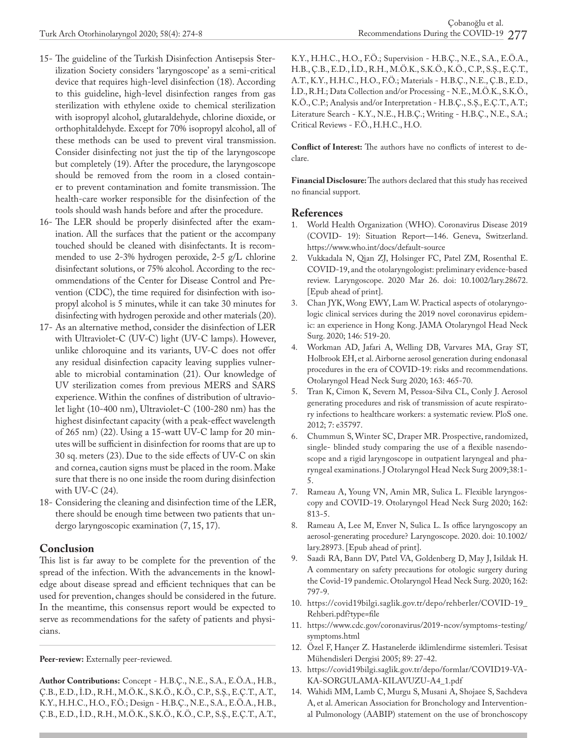15- The guideline of the Turkish Disinfection Antisepsis Sterilization Society considers 'laryngoscope' as a semi-critical device that requires high-level disinfection (18). According to this guideline, high-level disinfection ranges from gas sterilization with ethylene oxide to chemical sterilization with isopropyl alcohol, glutaraldehyde, chlorine dioxide, or orthophitaldehyde. Except for 70% isopropyl alcohol, all of these methods can be used to prevent viral transmission. Consider disinfecting not just the tip of the laryngoscope but completely (19). After the procedure, the laryngoscope should be removed from the room in a closed container to prevent contamination and fomite transmission. The health-care worker responsible for the disinfection of the tools should wash hands before and after the procedure.

16- The LER should be properly disinfected after the examination. All the surfaces that the patient or the accompany touched should be cleaned with disinfectants. It is recommended to use 2-3% hydrogen peroxide, 2-5 g/L chlorine disinfectant solutions, or 75% alcohol. According to the recommendations of the Center for Disease Control and Prevention (CDC), the time required for disinfection with isopropyl alcohol is 5 minutes, while it can take 30 minutes for disinfecting with hydrogen peroxide and other materials (20).

17- As an alternative method, consider the disinfection of LER with Ultraviolet-C (UV-C) light (UV-C lamps). However, unlike chloroquine and its variants, UV-C does not offer any residual disinfection capacity leaving supplies vulnerable to microbial contamination (21). Our knowledge of UV sterilization comes from previous MERS and SARS experience. Within the confines of distribution of ultraviolet light (10-400 nm), Ultraviolet-C (100-280 nm) has the highest disinfectant capacity (with a peak-effect wavelength of 265 nm) (22). Using a 15-watt UV-C lamp for 20 minutes will be sufficient in disinfection for rooms that are up to 30 sq. meters (23). Due to the side effects of UV-C on skin and cornea, caution signs must be placed in the room. Make sure that there is no one inside the room during disinfection with UV-C (24).

18- Considering the cleaning and disinfection time of the LER, there should be enough time between two patients that undergo laryngoscopic examination (7, 15, 17).

## Conclusion

This list is far away to be complete for the prevention of the spread of the infection. With the advancements in the knowledge about disease spread and efficient techniques that can be used for prevention, changes should be considered in the future. In the meantime, this consensus report would be expected to serve as recommendations for the safety of patients and physicians.

**Peer-review:** Externally peer-reviewed.

**Author Contributions:** Concept - H.B.Ç., N.E., S.A., E.Ö.A., H.B., Ç.B., E.D., İ.D., R.H., M.Ö.K., S.K.Ö., K.Ö., C.P., S.Ş., E.Ç.T., A.T., K.Y., H.H.C., H.O., F.Ö.; Design - H.B.Ç., N.E., S.A., E.Ö.A., H.B., Ç.B., E.D., İ.D., R.H., M.Ö.K., S.K.Ö., K.Ö., C.P., S.Ş., E.Ç.T., A.T., K.Y., H.H.C., H.O., F.Ö.; Supervision - H.B.Ç., N.E., S.A., E.Ö.A., H.B., Ç.B., E.D., İ.D., R.H., M.Ö.K., S.K.Ö., K.Ö., C.P., S.Ş., E.Ç.T., A.T., K.Y., H.H.C., H.O., F.Ö.; Materials - H.B.Ç., N.E., Ç.B., E.D., İ.D., R.H.; Data Collection and/or Processing - N.E., M.Ö.K., S.K.Ö., K.Ö., C.P.; Analysis and/or Interpretation - H.B.Ç., S.Ş., E.Ç.T., A.T.; Literature Search - K.Y., N.E., H.B.Ç.; Writing - H.B.Ç., N.E., S.A.; Critical Reviews - F.Ö., H.H.C., H.O.

**Conflict of Interest:** The authors have no conflicts of interest to declare.

**Financial Disclosure:** The authors declared that this study has received no financial support.

## References

1. World Health Organization (WHO). Coronavirus Disease 2019 (COVID- 19): Situation Report—146. Geneva, Switzerland. https://www.who.int/docs/default-source
2. Vukkadala N, Qian ZJ, Holsinger FC, Patel ZM, Rosenthal E. COVID-19, and the otolaryngologist: preliminary evidence-based review. Laryngoscope. 2020 Mar 26. doi: 10.1002/lary.28672. [Epub ahead of print].
3. Chan JYK, Wong EWY, Lam W. Practical aspects of otolaryngologic clinical services during the 2019 novel coronavirus epidemic: an experience in Hong Kong. JAMA Otolaryngol Head Neck Surg. 2020; 146: 519-20.
4. Workman AD, Jafari A, Welling DB, Varvares MA, Gray ST, Holbrook EH, et al. Airborne aerosol generation during endonasal procedures in the era of COVID-19: risks and recommendations. Otolaryngol Head Neck Surg 2020; 163: 465-70.
5. Tran K, Cimon K, Severn M, Pessoa-Silva CL, Conly J. Aerosol generating procedures and risk of transmission of acute respiratory infections to healthcare workers: a systematic review. PloS one. 2012; 7: e35797.
6. Chummun S, Winter SC, Draper MR. Prospective, randomized, single- blinded study comparing the use of a flexible nasendoscope and a rigid laryngoscope in outpatient laryngeal and pharyngeal examinations. J Otolaryngol Head Neck Surg 2009;38:1-5.
7. Rameau A, Young VN, Amin MR, Sulica L. Flexible laryngoscopy and COVID-19. Otolaryngol Head Neck Surg 2020; 162: 813-5.
8. Rameau A, Lee M, Enver N, Sulica L. Is office laryngoscopy an aerosol-generating procedure? Laryngoscope. 2020. doi: 10.1002/lary.28973. [Epub ahead of print].
9. Saadi RA, Bann DV, Patel VA, Goldenberg D, May J, Isildak H. A commentary on safety precautions for otologic surgery during the Covid-19 pandemic. Otolaryngol Head Neck Surg. 2020; 162: 797-9.
10. https://covid19bilgi.saglik.gov.tr/depo/rehberler/COVID-19_Rehberi.pdf?type=file
11. https://www.cdc.gov/coronavirus/2019-ncov/symptoms-testing/symptoms.html
12. Özel F, Hançer Z. Hastanelerde iklimlendirme sistemleri. Tesisat Mühendisleri Dergisi 2005; 89: 27-42.
13. https://covid19bilgi.saglik.gov.tr/depo/formlar/COVID19-VAKA-SORGULAMA-KILAVUZU-A4_1.pdf
14. Wahidi MM, Lamb C, Murgu S, Musani A, Shojaee S, Sachdeva A, et al. American Association for Bronchology and Interventional Pulmonology (AABIP) statement on the use of bronchoscopy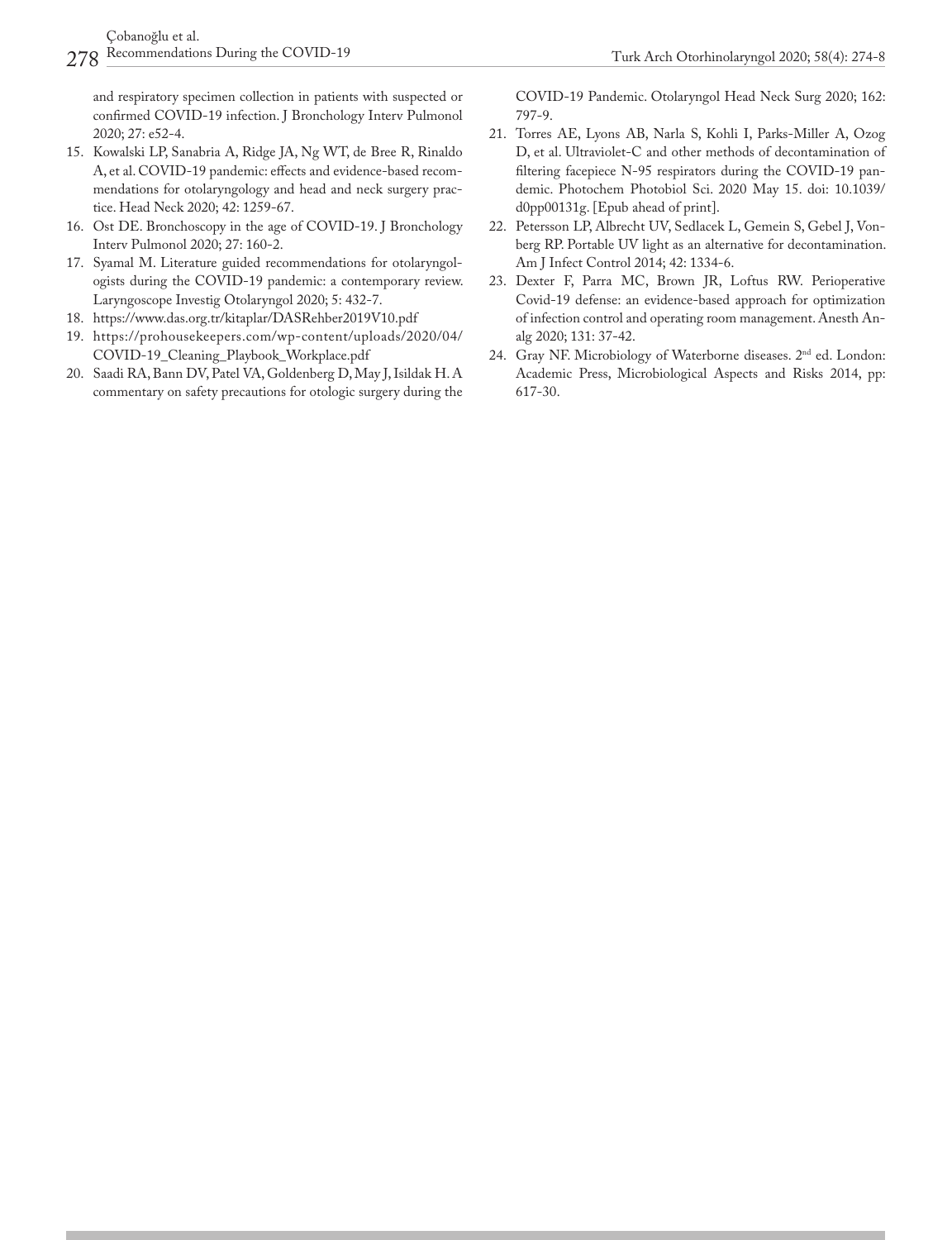and respiratory specimen collection in patients with suspected or confirmed COVID-19 infection. J Bronchology Interv Pulmonol 2020; 27: e52-4.

15. Kowalski LP, Sanabria A, Ridge JA, Ng WT, de Bree R, Rinaldo A, et al. COVID-19 pandemic: effects and evidence-based recommendations for otolaryngology and head and neck surgery practice. Head Neck 2020; 42: 1259-67.
16. Ost DE. Bronchoscopy in the age of COVID-19. J Bronchology Interv Pulmonol 2020; 27: 160-2.
17. Syamal M. Literature guided recommendations for otolaryngologists during the COVID-19 pandemic: a contemporary review. Laryngoscope Investig Otolaryngol 2020; 5: 432-7.
18. https://www.das.org.tr/kitaplar/DASRehber2019V10.pdf
19. https://prohousekeepers.com/wp-content/uploads/2020/04/COVID-19_Cleaning_Playbook_Workplace.pdf
20. Saadi RA, Bann DV, Patel VA, Goldenberg D, May J, Isildak H. A commentary on safety precautions for otologic surgery during the COVID-19 Pandemic. Otolaryngol Head Neck Surg 2020; 162: 797-9.
21. Torres AE, Lyons AB, Narla S, Kohli I, Parks-Miller A, Ozog D, et al. Ultraviolet-C and other methods of decontamination of filtering facepiece N-95 respirators during the COVID-19 pandemic. Photochem Photobiol Sci. 2020 May 15. doi: 10.1039/d0pp00131g. [Epub ahead of print].
22. Petersson LP, Albrecht UV, Sedlacek L, Gemein S, Gebel J, Vonberg RP. Portable UV light as an alternative for decontamination. Am J Infect Control 2014; 42: 1334-6.
23. Dexter F, Parra MC, Brown JR, Loftus RW. Perioperative Covid-19 defense: an evidence-based approach for optimization of infection control and operating room management. Anesth Analg 2020; 131: 37-42.
24. Gray NF. Microbiology of Waterborne diseases. 2nd ed. London: Academic Press, Microbiological Aspects and Risks 2014, pp: 617-30.